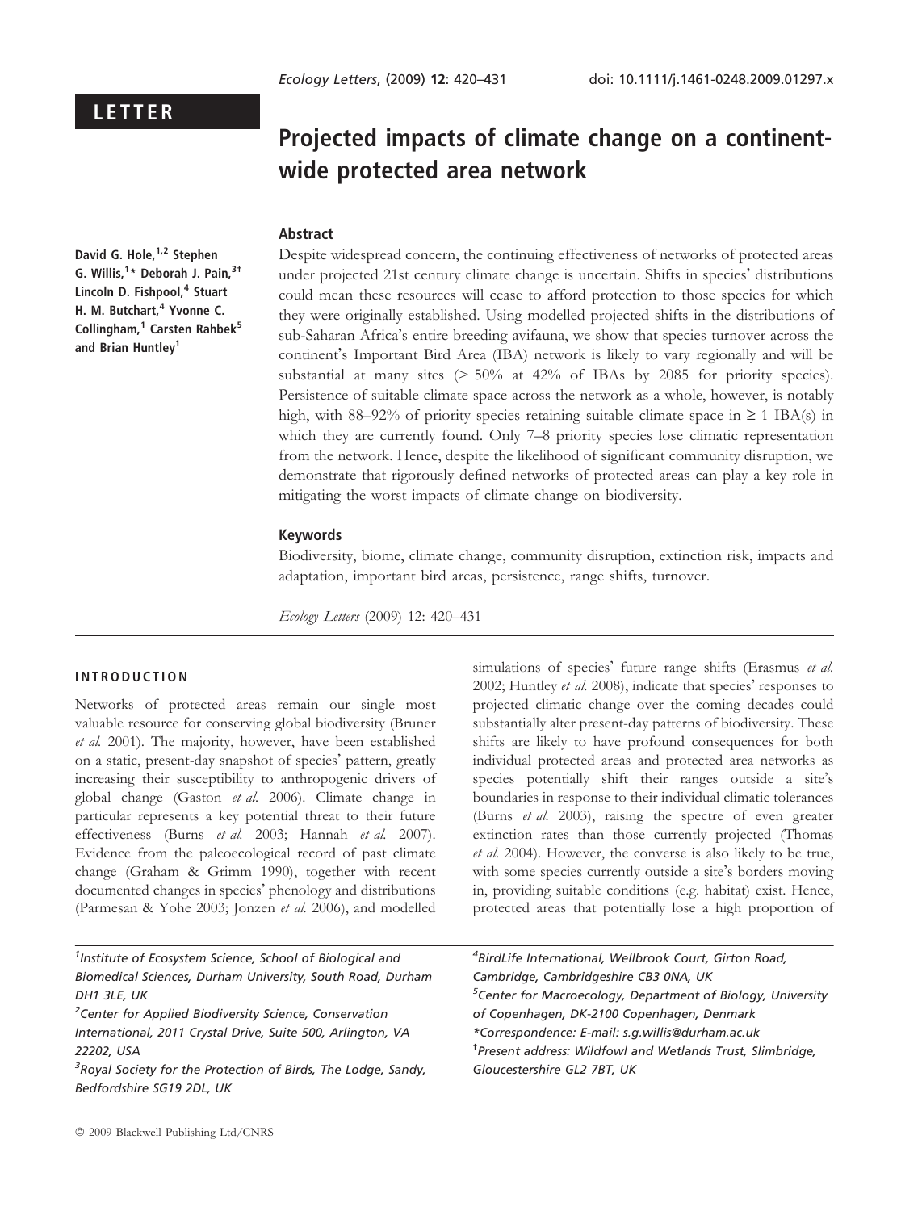LETTER

# Projected impacts of climate change on a continent-wide protected area network

David G. Hole,[1,2] Stephen G. Willis,[1]* Deborah J. Pain,[3†] Lincoln D. Fishpool,[4] Stuart H. M. Butchart,[4] Yvonne C. Collingham,[1] Carsten Rahbek[5] and Brian Huntley[1]

## Abstract

Despite widespread concern, the continuing effectiveness of networks of protected areas under projected 21st century climate change is uncertain. Shifts in species' distributions could mean these resources will cease to afford protection to those species for which they were originally established. Using modelled projected shifts in the distributions of sub-Saharan Africa's entire breeding avifauna, we show that species turnover across the continent's Important Bird Area (IBA) network is likely to vary regionally and will be substantial at many sites (> 50% at 42% of IBAs by 2085 for priority species). Persistence of suitable climate space across the network as a whole, however, is notably high, with 88–92% of priority species retaining suitable climate space in ≥ 1 IBA(s) in which they are currently found. Only 7–8 priority species lose climatic representation from the network. Hence, despite the likelihood of significant community disruption, we demonstrate that rigorously defined networks of protected areas can play a key role in mitigating the worst impacts of climate change on biodiversity.

### Keywords

Biodiversity, biome, climate change, community disruption, extinction risk, impacts and adaptation, important bird areas, persistence, range shifts, turnover.

*Ecology Letters* (2009) 12: 420–431

## INTRODUCTION

Networks of protected areas remain our single most valuable resource for conserving global biodiversity (Bruner *et al.* 2001). The majority, however, have been established on a static, present-day snapshot of species' pattern, greatly increasing their susceptibility to anthropogenic drivers of global change (Gaston *et al.* 2006). Climate change in particular represents a key potential threat to their future effectiveness (Burns *et al.* 2003; Hannah *et al.* 2007). Evidence from the paleoecological record of past climate change (Graham & Grimm 1990), together with recent documented changes in species' phenology and distributions (Parmesan & Yohe 2003; Jonzen *et al.* 2006), and modelled simulations of species' future range shifts (Erasmus *et al.* 2002; Huntley *et al.* 2008), indicate that species' responses to projected climatic change over the coming decades could substantially alter present-day patterns of biodiversity. These shifts are likely to have profound consequences for both individual protected areas and protected area networks as species potentially shift their ranges outside a site's boundaries in response to their individual climatic tolerances (Burns *et al.* 2003), raising the spectre of even greater extinction rates than those currently projected (Thomas *et al.* 2004). However, the converse is also likely to be true, with some species currently outside a site's borders moving in, providing suitable conditions (e.g. habitat) exist. Hence, protected areas that potentially lose a high proportion of

---

[1]Institute of Ecosystem Science, School of Biological and Biomedical Sciences, Durham University, South Road, Durham DH1 3LE, UK
[2]Center for Applied Biodiversity Science, Conservation International, 2011 Crystal Drive, Suite 500, Arlington, VA 22202, USA
[3]Royal Society for the Protection of Birds, The Lodge, Sandy, Bedfordshire SG19 2DL, UK
[4]BirdLife International, Wellbrook Court, Girton Road, Cambridge, Cambridgeshire CB3 0NA, UK
[5]Center for Macroecology, Department of Biology, University of Copenhagen, DK-2100 Copenhagen, Denmark
*Correspondence: E-mail: s.g.willis@durham.ac.uk
†Present address: Wildfowl and Wetlands Trust, Slimbridge, Gloucestershire GL2 7BT, UK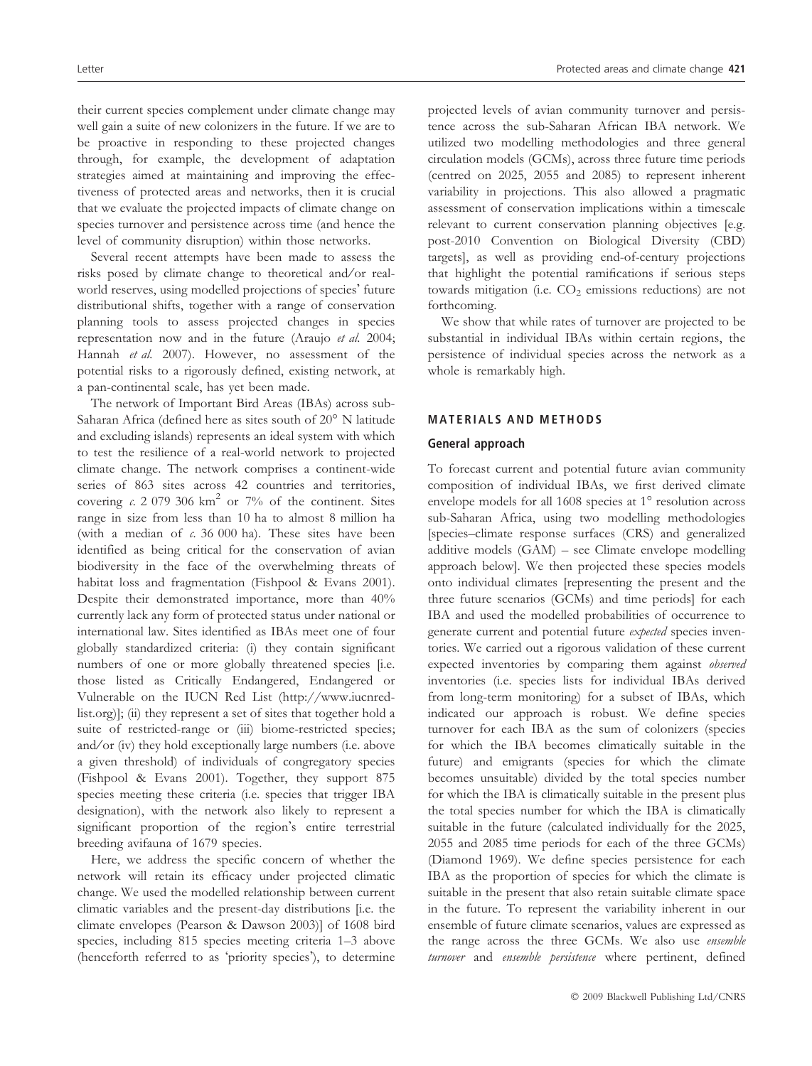their current species complement under climate change may well gain a suite of new colonizers in the future. If we are to be proactive in responding to these projected changes through, for example, the development of adaptation strategies aimed at maintaining and improving the effectiveness of protected areas and networks, then it is crucial that we evaluate the projected impacts of climate change on species turnover and persistence across time (and hence the level of community disruption) within those networks.

Several recent attempts have been made to assess the risks posed by climate change to theoretical and/or real-world reserves, using modelled projections of species' future distributional shifts, together with a range of conservation planning tools to assess projected changes in species representation now and in the future (Araujo *et al.* 2004; Hannah *et al.* 2007). However, no assessment of the potential risks to a rigorously defined, existing network, at a pan-continental scale, has yet been made.

The network of Important Bird Areas (IBAs) across sub-Saharan Africa (defined here as sites south of 20° N latitude and excluding islands) represents an ideal system with which to test the resilience of a real-world network to projected climate change. The network comprises a continent-wide series of 863 sites across 42 countries and territories, covering *c.* 2 079 306 km$^2$ or 7% of the continent. Sites range in size from less than 10 ha to almost 8 million ha (with a median of *c.* 36 000 ha). These sites have been identified as being critical for the conservation of avian biodiversity in the face of the overwhelming threats of habitat loss and fragmentation (Fishpool & Evans 2001). Despite their demonstrated importance, more than 40% currently lack any form of protected status under national or international law. Sites identified as IBAs meet one of four globally standardized criteria: (i) they contain significant numbers of one or more globally threatened species [i.e. those listed as Critically Endangered, Endangered or Vulnerable on the IUCN Red List (http://www.iucnredlist.org)]; (ii) they represent a set of sites that together hold a suite of restricted-range or (iii) biome-restricted species; and/or (iv) they hold exceptionally large numbers (i.e. above a given threshold) of individuals of congregatory species (Fishpool & Evans 2001). Together, they support 875 species meeting these criteria (i.e. species that trigger IBA designation), with the network also likely to represent a significant proportion of the region's entire terrestrial breeding avifauna of 1679 species.

Here, we address the specific concern of whether the network will retain its efficacy under projected climatic change. We used the modelled relationship between current climatic variables and the present-day distributions [i.e. the climate envelopes (Pearson & Dawson 2003)] of 1608 bird species, including 815 species meeting criteria 1–3 above (henceforth referred to as 'priority species'), to determine projected levels of avian community turnover and persistence across the sub-Saharan African IBA network. We utilized two modelling methodologies and three general circulation models (GCMs), across three future time periods (centred on 2025, 2055 and 2085) to represent inherent variability in projections. This also allowed a pragmatic assessment of conservation implications within a timescale relevant to current conservation planning objectives [e.g. post-2010 Convention on Biological Diversity (CBD) targets], as well as providing end-of-century projections that highlight the potential ramifications if serious steps towards mitigation (i.e. $CO_2$ emissions reductions) are not forthcoming.

We show that while rates of turnover are projected to be substantial in individual IBAs within certain regions, the persistence of individual species across the network as a whole is remarkably high.

## MATERIALS AND METHODS

### General approach

To forecast current and potential future avian community composition of individual IBAs, we first derived climate envelope models for all 1608 species at 1° resolution across sub-Saharan Africa, using two modelling methodologies [species–climate response surfaces (CRS) and generalized additive models (GAM) – see Climate envelope modelling approach below]. We then projected these species models onto individual climates [representing the present and the three future scenarios (GCMs) and time periods] for each IBA and used the modelled probabilities of occurrence to generate current and potential future *expected* species inventories. We carried out a rigorous validation of these current expected inventories by comparing them against *observed* inventories (i.e. species lists for individual IBAs derived from long-term monitoring) for a subset of IBAs, which indicated our approach is robust. We define species turnover for each IBA as the sum of colonizers (species for which the IBA becomes climatically suitable in the future) and emigrants (species for which the climate becomes unsuitable) divided by the total species number for which the IBA is climatically suitable in the present plus the total species number for which the IBA is climatically suitable in the future (calculated individually for the 2025, 2055 and 2085 time periods for each of the three GCMs) (Diamond 1969). We define species persistence for each IBA as the proportion of species for which the climate is suitable in the present that also retain suitable climate space in the future. To represent the variability inherent in our ensemble of future climate scenarios, values are expressed as the range across the three GCMs. We also use *ensemble turnover* and *ensemble persistence* where pertinent, defined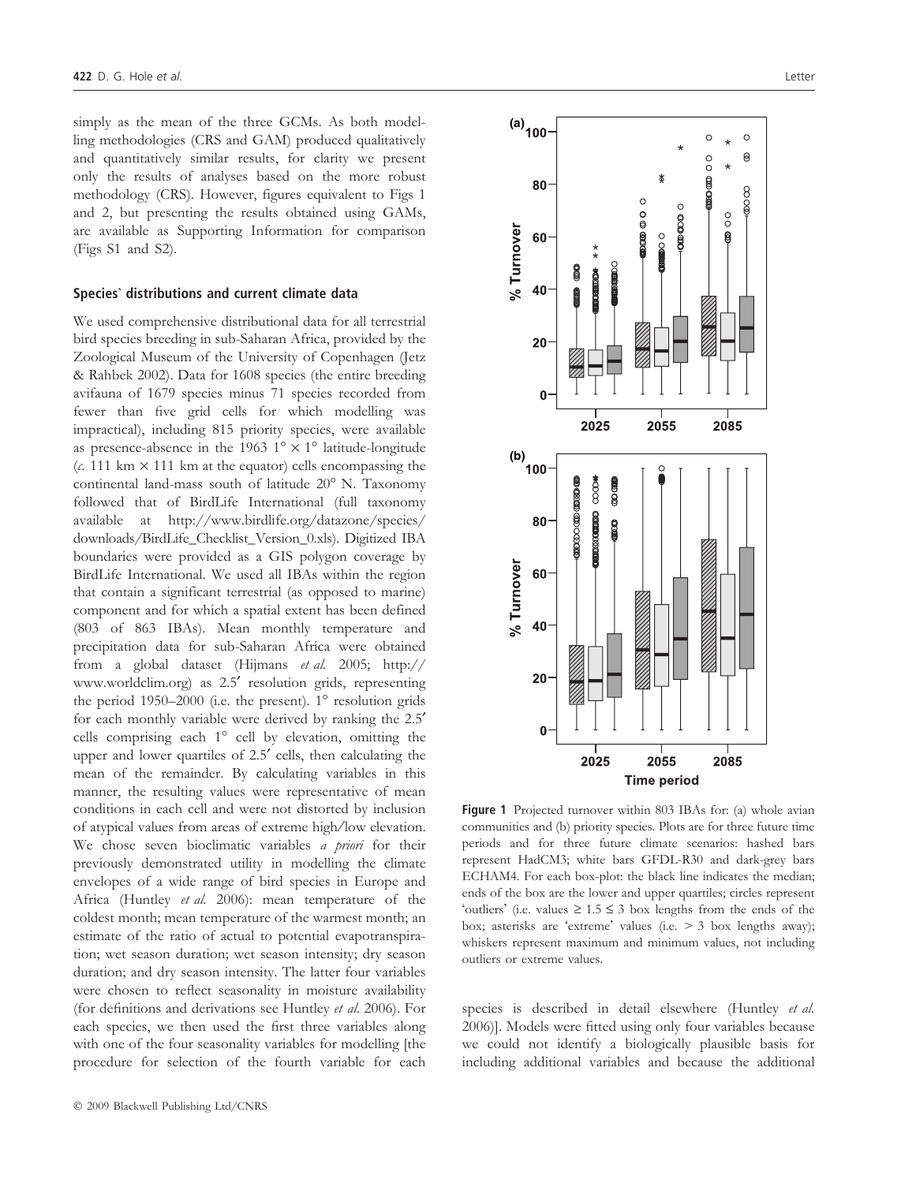simply as the mean of the three GCMs. As both modelling methodologies (CRS and GAM) produced qualitatively and quantitatively similar results, for clarity we present only the results of analyses based on the more robust methodology (CRS). However, figures equivalent to Figs 1 and 2, but presenting the results obtained using GAMs, are available as Supporting Information for comparison (Figs S1 and S2).

### Species' distributions and current climate data

We used comprehensive distributional data for all terrestrial bird species breeding in sub-Saharan Africa, provided by the Zoological Museum of the University of Copenhagen (Jetz & Rahbek 2002). Data for 1608 species (the entire breeding avifauna of 1679 species minus 71 species recorded from fewer than five grid cells for which modelling was impractical), including 815 priority species, were available as presence-absence in the 1963 $1° \times 1°$ latitude-longitude (*c.* 111 km × 111 km at the equator) cells encompassing the continental land-mass south of latitude 20° N. Taxonomy followed that of BirdLife International (full taxonomy available at http://www.birdlife.org/datazone/species/downloads/BirdLife_Checklist_Version_0.xls). Digitized IBA boundaries were provided as a GIS polygon coverage by BirdLife International. We used all IBAs within the region that contain a significant terrestrial (as opposed to marine) component and for which a spatial extent has been defined (803 of 863 IBAs). Mean monthly temperature and precipitation data for sub-Saharan Africa were obtained from a global dataset (Hijmans *et al.* 2005; http://www.worldclim.org) as 2.5′ resolution grids, representing the period 1950–2000 (i.e. the present). 1° resolution grids for each monthly variable were derived by ranking the 2.5′ cells comprising each 1° cell by elevation, omitting the upper and lower quartiles of 2.5′ cells, then calculating the mean of the remainder. By calculating variables in this manner, the resulting values were representative of mean conditions in each cell and were not distorted by inclusion of atypical values from areas of extreme high/low elevation. We chose seven bioclimatic variables *a priori* for their previously demonstrated utility in modelling the climate envelopes of a wide range of bird species in Europe and Africa (Huntley *et al.* 2006): mean temperature of the coldest month; mean temperature of the warmest month; an estimate of the ratio of actual to potential evapotranspiration; wet season duration; wet season intensity; dry season duration; and dry season intensity. The latter four variables were chosen to reflect seasonality in moisture availability (for definitions and derivations see Huntley *et al.* 2006). For each species, we then used the first three variables along with one of the four seasonality variables for modelling [the procedure for selection of the fourth variable for each species is described in detail elsewhere (Huntley *et al.* 2006)]. Models were fitted using only four variables because we could not identify a biologically plausible basis for including additional variables and because the additional

**Figure 1** Projected turnover within 803 IBAs for: (a) whole avian communities and (b) priority species. Plots are for three future time periods and for three future climate scenarios: hashed bars represent HadCM3; white bars GFDL-R30 and dark-grey bars ECHAM4. For each box-plot: the black line indicates the median; ends of the box are the lower and upper quartiles; circles represent 'outliers' (i.e. values ≥ 1.5 ≤ 3 box lengths from the ends of the box; asterisks are 'extreme' values (i.e. > 3 box lengths away); whiskers represent maximum and minimum values, not including outliers or extreme values.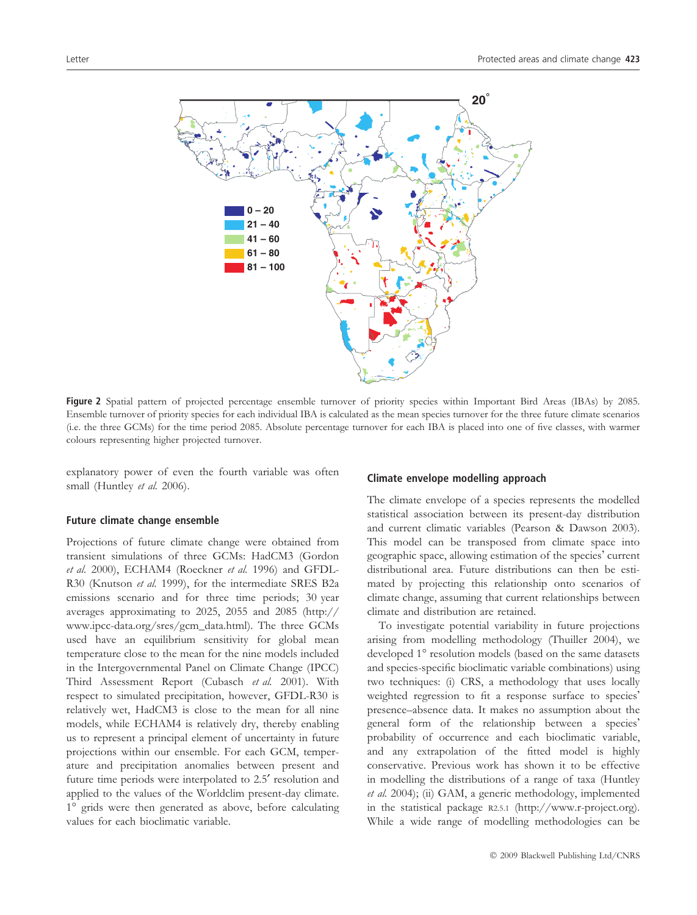Figure 2 Spatial pattern of projected percentage ensemble turnover of priority species within Important Bird Areas (IBAs) by 2085. Ensemble turnover of priority species for each individual IBA is calculated as the mean species turnover for the three future climate scenarios (i.e. the three GCMs) for the time period 2085. Absolute percentage turnover for each IBA is placed into one of five classes, with warmer colours representing higher projected turnover.

explanatory power of even the fourth variable was often small (Huntley *et al.* 2006).

### Future climate change ensemble

Projections of future climate change were obtained from transient simulations of three GCMs: HadCM3 (Gordon *et al.* 2000), ECHAM4 (Roeckner *et al.* 1996) and GFDL-R30 (Knutson *et al.* 1999), for the intermediate SRES B2a emissions scenario and for three time periods; 30 year averages approximating to 2025, 2055 and 2085 (http://www.ipcc-data.org/sres/gcm_data.html). The three GCMs used have an equilibrium sensitivity for global mean temperature close to the mean for the nine models included in the Intergovernmental Panel on Climate Change (IPCC) Third Assessment Report (Cubasch *et al.* 2001). With respect to simulated precipitation, however, GFDL-R30 is relatively wet, HadCM3 is close to the mean for all nine models, while ECHAM4 is relatively dry, thereby enabling us to represent a principal element of uncertainty in future projections within our ensemble. For each GCM, temperature and precipitation anomalies between present and future time periods were interpolated to 2.5′ resolution and applied to the values of the Worldclim present-day climate. 1° grids were then generated as above, before calculating values for each bioclimatic variable.

### Climate envelope modelling approach

The climate envelope of a species represents the modelled statistical association between its present-day distribution and current climatic variables (Pearson & Dawson 2003). This model can be transposed from climate space into geographic space, allowing estimation of the species' current distributional area. Future distributions can then be estimated by projecting this relationship onto scenarios of climate change, assuming that current relationships between climate and distribution are retained.

To investigate potential variability in future projections arising from modelling methodology (Thuiller 2004), we developed 1° resolution models (based on the same datasets and species-specific bioclimatic variable combinations) using two techniques: (i) CRS, a methodology that uses locally weighted regression to fit a response surface to species' presence–absence data. It makes no assumption about the general form of the relationship between a species' probability of occurrence and each bioclimatic variable, and any extrapolation of the fitted model is highly conservative. Previous work has shown it to be effective in modelling the distributions of a range of taxa (Huntley *et al.* 2004); (ii) GAM, a generic methodology, implemented in the statistical package R2.5.1 (http://www.r-project.org). While a wide range of modelling methodologies can be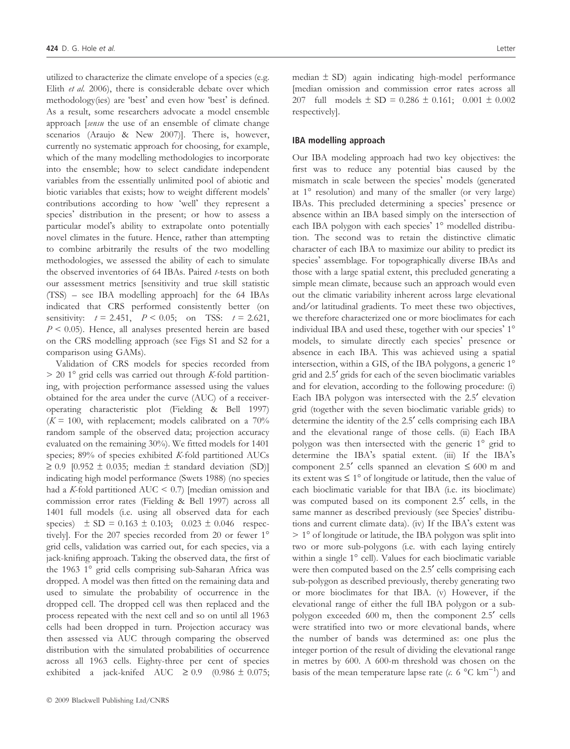utilized to characterize the climate envelope of a species (e.g. Elith *et al.* 2006), there is considerable debate over which methodology(ies) are 'best' and even how 'best' is defined. As a result, some researchers advocate a model ensemble approach [*sensu* the use of an ensemble of climate change scenarios (Araujo & New 2007)]. There is, however, currently no systematic approach for choosing, for example, which of the many modelling methodologies to incorporate into the ensemble; how to select candidate independent variables from the essentially unlimited pool of abiotic and biotic variables that exists; how to weight different models' contributions according to how 'well' they represent a species' distribution in the present; or how to assess a particular model's ability to extrapolate onto potentially novel climates in the future. Hence, rather than attempting to combine arbitrarily the results of the two modelling methodologies, we assessed the ability of each to simulate the observed inventories of 64 IBAs. Paired *t*-tests on both our assessment metrics [sensitivity and true skill statistic (TSS) – see IBA modelling approach] for the 64 IBAs indicated that CRS performed consistently better (on sensitivity: $t = 2.451$, $P < 0.05$; on TSS: $t = 2.621$, $P < 0.05$). Hence, all analyses presented herein are based on the CRS modelling approach (see Figs S1 and S2 for a comparison using GAMs).

Validation of CRS models for species recorded from > 20 1° grid cells was carried out through *K*-fold partitioning, with projection performance assessed using the values obtained for the area under the curve (AUC) of a receiver-operating characteristic plot (Fielding & Bell 1997) ($K = 100$, with replacement; models calibrated on a 70% random sample of the observed data; projection accuracy evaluated on the remaining 30%). We fitted models for 1401 species; 89% of species exhibited *K*-fold partitioned AUCs ≥ 0.9 [0.952 ± 0.035; median ± standard deviation (SD)] indicating high model performance (Swets 1988) (no species had a *K*-fold partitioned AUC < 0.7) [median omission and commission error rates (Fielding & Bell 1997) across all 1401 full models (i.e. using all observed data for each species) ± SD = 0.163 ± 0.103; 0.023 ± 0.046 respectively]. For the 207 species recorded from 20 or fewer 1° grid cells, validation was carried out, for each species, via a jack-knifing approach. Taking the observed data, the first of the 1963 1° grid cells comprising sub-Saharan Africa was dropped. A model was then fitted on the remaining data and used to simulate the probability of occurrence in the dropped cell. The dropped cell was then replaced and the process repeated with the next cell and so on until all 1963 cells had been dropped in turn. Projection accuracy was then assessed via AUC through comparing the observed distribution with the simulated probabilities of occurrence across all 1963 cells. Eighty-three per cent of species exhibited a jack-knifed AUC ≥ 0.9 (0.986 ± 0.075; median ± SD) again indicating high-model performance [median omission and commission error rates across all 207 full models ± SD = 0.286 ± 0.161; 0.001 ± 0.002 respectively].

### IBA modelling approach

Our IBA modeling approach had two key objectives: the first was to reduce any potential bias caused by the mismatch in scale between the species' models (generated at 1° resolution) and many of the smaller (or very large) IBAs. This precluded determining a species' presence or absence within an IBA based simply on the intersection of each IBA polygon with each species' 1° modelled distribution. The second was to retain the distinctive climatic character of each IBA to maximize our ability to predict its species' assemblage. For topographically diverse IBAs and those with a large spatial extent, this precluded generating a simple mean climate, because such an approach would even out the climatic variability inherent across large elevational and/or latitudinal gradients. To meet these two objectives, we therefore characterized one or more bioclimates for each individual IBA and used these, together with our species' 1° models, to simulate directly each species' presence or absence in each IBA. This was achieved using a spatial intersection, within a GIS, of the IBA polygons, a generic 1° grid and 2.5′ grids for each of the seven bioclimatic variables and for elevation, according to the following procedure: (i) Each IBA polygon was intersected with the 2.5′ elevation grid (together with the seven bioclimatic variable grids) to determine the identity of the 2.5′ cells comprising each IBA and the elevational range of those cells. (ii) Each IBA polygon was then intersected with the generic 1° grid to determine the IBA's spatial extent. (iii) If the IBA's component 2.5′ cells spanned an elevation ≤ 600 m and its extent was ≤ 1° of longitude or latitude, then the value of each bioclimatic variable for that IBA (i.e. its bioclimate) was computed based on its component 2.5′ cells, in the same manner as described previously (see Species' distributions and current climate data). (iv) If the IBA's extent was > 1° of longitude or latitude, the IBA polygon was split into two or more sub-polygons (i.e. with each laying entirely within a single 1° cell). Values for each bioclimatic variable were then computed based on the 2.5′ cells comprising each sub-polygon as described previously, thereby generating two or more bioclimates for that IBA. (v) However, if the elevational range of either the full IBA polygon or a sub-polygon exceeded 600 m, then the component 2.5′ cells were stratified into two or more elevational bands, where the number of bands was determined as: one plus the integer portion of the result of dividing the elevational range in metres by 600. A 600-m threshold was chosen on the basis of the mean temperature lapse rate (*c.* 6 °C $km^{-1}$) and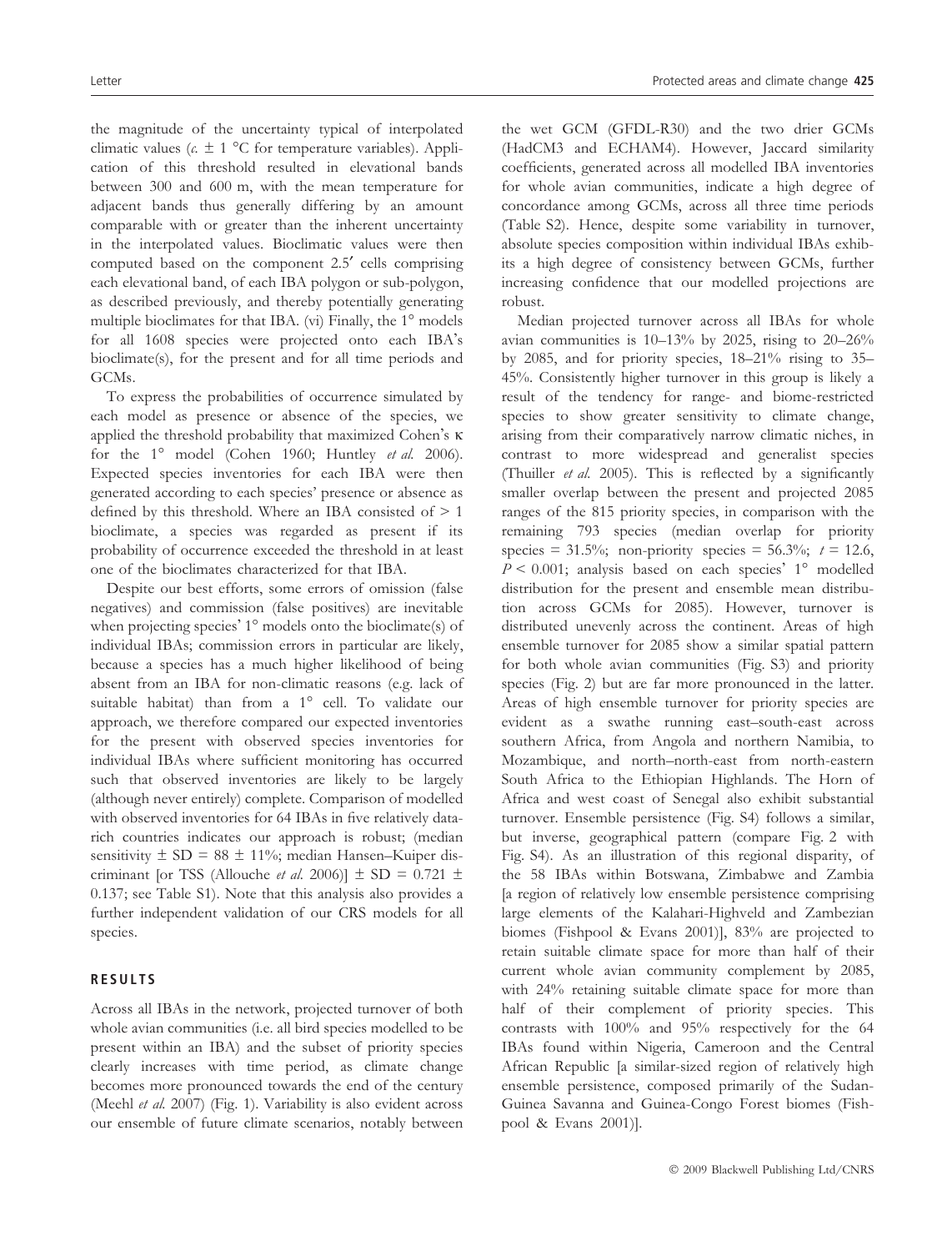the magnitude of the uncertainty typical of interpolated climatic values (*c.* ± 1 °C for temperature variables). Application of this threshold resulted in elevational bands between 300 and 600 m, with the mean temperature for adjacent bands thus generally differing by an amount comparable with or greater than the inherent uncertainty in the interpolated values. Bioclimatic values were then computed based on the component 2.5′ cells comprising each elevational band, of each IBA polygon or sub-polygon, as described previously, and thereby potentially generating multiple bioclimates for that IBA. (vi) Finally, the 1° models for all 1608 species were projected onto each IBA's bioclimate(s), for the present and for all time periods and GCMs.

To express the probabilities of occurrence simulated by each model as presence or absence of the species, we applied the threshold probability that maximized Cohen's $\kappa$ for the 1° model (Cohen 1960; Huntley *et al.* 2006). Expected species inventories for each IBA were then generated according to each species' presence or absence as defined by this threshold. Where an IBA consisted of > 1 bioclimate, a species was regarded as present if its probability of occurrence exceeded the threshold in at least one of the bioclimates characterized for that IBA.

Despite our best efforts, some errors of omission (false negatives) and commission (false positives) are inevitable when projecting species' 1° models onto the bioclimate(s) of individual IBAs; commission errors in particular are likely, because a species has a much higher likelihood of being absent from an IBA for non-climatic reasons (e.g. lack of suitable habitat) than from a 1° cell. To validate our approach, we therefore compared our expected inventories for the present with observed species inventories for individual IBAs where sufficient monitoring has occurred such that observed inventories are likely to be largely (although never entirely) complete. Comparison of modelled with observed inventories for 64 IBAs in five relatively data-rich countries indicates our approach is robust; (median sensitivity ± SD = 88 ± 11%; median Hansen–Kuiper discriminant [or TSS (Allouche *et al.* 2006)] ± SD = 0.721 ± 0.137; see Table S1). Note that this analysis also provides a further independent validation of our CRS models for all species.

## RESULTS

Across all IBAs in the network, projected turnover of both whole avian communities (i.e. all bird species modelled to be present within an IBA) and the subset of priority species clearly increases with time period, as climate change becomes more pronounced towards the end of the century (Meehl *et al.* 2007) (Fig. 1). Variability is also evident across our ensemble of future climate scenarios, notably between the wet GCM (GFDL-R30) and the two drier GCMs (HadCM3 and ECHAM4). However, Jaccard similarity coefficients, generated across all modelled IBA inventories for whole avian communities, indicate a high degree of concordance among GCMs, across all three time periods (Table S2). Hence, despite some variability in turnover, absolute species composition within individual IBAs exhibits a high degree of consistency between GCMs, further increasing confidence that our modelled projections are robust.

Median projected turnover across all IBAs for whole avian communities is 10–13% by 2025, rising to 20–26% by 2085, and for priority species, 18–21% rising to 35–45%. Consistently higher turnover in this group is likely a result of the tendency for range- and biome-restricted species to show greater sensitivity to climate change, arising from their comparatively narrow climatic niches, in contrast to more widespread and generalist species (Thuiller *et al.* 2005). This is reflected by a significantly smaller overlap between the present and projected 2085 ranges of the 815 priority species, in comparison with the remaining 793 species (median overlap for priority species = 31.5%; non-priority species = 56.3%; $t = 12.6$, $P < 0.001$; analysis based on each species' 1° modelled distribution for the present and ensemble mean distribution across GCMs for 2085). However, turnover is distributed unevenly across the continent. Areas of high ensemble turnover for 2085 show a similar spatial pattern for both whole avian communities (Fig. S3) and priority species (Fig. 2) but are far more pronounced in the latter. Areas of high ensemble turnover for priority species are evident as a swathe running east–south-east across southern Africa, from Angola and northern Namibia, to Mozambique, and north–north-east from north-eastern South Africa to the Ethiopian Highlands. The Horn of Africa and west coast of Senegal also exhibit substantial turnover. Ensemble persistence (Fig. S4) follows a similar, but inverse, geographical pattern (compare Fig. 2 with Fig. S4). As an illustration of this regional disparity, of the 58 IBAs within Botswana, Zimbabwe and Zambia [a region of relatively low ensemble persistence comprising large elements of the Kalahari-Highveld and Zambezian biomes (Fishpool & Evans 2001)], 83% are projected to retain suitable climate space for more than half of their current whole avian community complement by 2085, with 24% retaining suitable climate space for more than half of their complement of priority species. This contrasts with 100% and 95% respectively for the 64 IBAs found within Nigeria, Cameroon and the Central African Republic [a similar-sized region of relatively high ensemble persistence, composed primarily of the Sudan-Guinea Savanna and Guinea-Congo Forest biomes (Fishpool & Evans 2001)].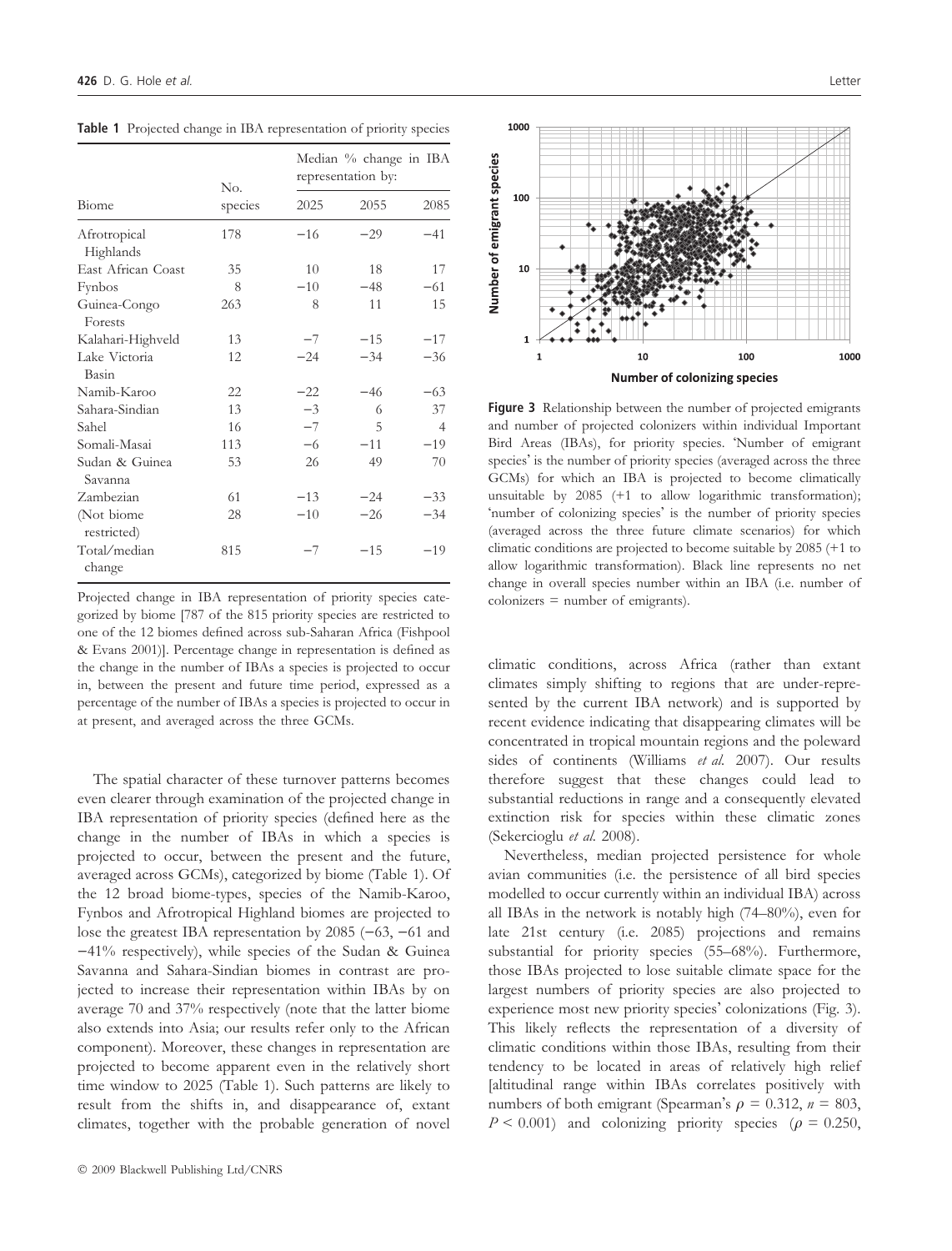**Table 1** Projected change in IBA representation of priority species

| Biome | No. species | Median % change in IBA representation by: | | |
|---|---|---|---|---|
| | | 2025 | 2055 | 2085 |
| Afrotropical Highlands | 178 | −16 | −29 | −41 |
| East African Coast | 35 | 10 | 18 | 17 |
| Fynbos | 8 | −10 | −48 | −61 |
| Guinea-Congo Forests | 263 | 8 | 11 | 15 |
| Kalahari-Highveld | 13 | −7 | −15 | −17 |
| Lake Victoria Basin | 12 | −24 | −34 | −36 |
| Namib-Karoo | 22 | −22 | −46 | −63 |
| Sahara-Sindian | 13 | −3 | 6 | 37 |
| Sahel | 16 | −7 | 5 | 4 |
| Somali-Masai | 113 | −6 | −11 | −19 |
| Sudan & Guinea Savanna | 53 | 26 | 49 | 70 |
| Zambezian | 61 | −13 | −24 | −33 |
| (Not biome restricted) | 28 | −10 | −26 | −34 |
| Total/median change | 815 | −7 | −15 | −19 |

Projected change in IBA representation of priority species categorized by biome [787 of the 815 priority species are restricted to one of the 12 biomes defined across sub-Saharan Africa (Fishpool & Evans 2001)]. Percentage change in representation is defined as the change in the number of IBAs a species is projected to occur in, between the present and future time period, expressed as a percentage of the number of IBAs a species is projected to occur in at present, and averaged across the three GCMs.

The spatial character of these turnover patterns becomes even clearer through examination of the projected change in IBA representation of priority species (defined here as the change in the number of IBAs in which a species is projected to occur, between the present and the future, averaged across GCMs), categorized by biome (Table 1). Of the 12 broad biome-types, species of the Namib-Karoo, Fynbos and Afrotropical Highland biomes are projected to lose the greatest IBA representation by 2085 (−63, −61 and −41% respectively), while species of the Sudan & Guinea Savanna and Sahara-Sindian biomes in contrast are projected to increase their representation within IBAs by on average 70 and 37% respectively (note that the latter biome also extends into Asia; our results refer only to the African component). Moreover, these changes in representation are projected to become apparent even in the relatively short time window to 2025 (Table 1). Such patterns are likely to result from the shifts in, and disappearance of, extant climates, together with the probable generation of novel climatic conditions, across Africa (rather than extant climates simply shifting to regions that are under-represented by the current IBA network) and is supported by recent evidence indicating that disappearing climates will be concentrated in tropical mountain regions and the poleward sides of continents (Williams *et al.* 2007). Our results therefore suggest that these changes could lead to substantial reductions in range and a consequently elevated extinction risk for species within these climatic zones (Sekercioglu *et al.* 2008).

Nevertheless, median projected persistence for whole avian communities (i.e. the persistence of all bird species modelled to occur currently within an individual IBA) across all IBAs in the network is notably high (74–80%), even for late 21st century (i.e. 2085) projections and remains substantial for priority species (55–68%). Furthermore, those IBAs projected to lose suitable climate space for the largest numbers of priority species are also projected to experience most new priority species' colonizations (Fig. 3). This likely reflects the representation of a diversity of climatic conditions within those IBAs, resulting from their tendency to be located in areas of relatively high relief [altitudinal range within IBAs correlates positively with numbers of both emigrant (Spearman's $\rho = 0.312$, $n = 803$, $P < 0.001$) and colonizing priority species ($\rho = 0.250$,

**Figure 3** Relationship between the number of projected emigrants and number of projected colonizers within individual Important Bird Areas (IBAs), for priority species. 'Number of emigrant species' is the number of priority species (averaged across the three GCMs) for which an IBA is projected to become climatically unsuitable by 2085 (+1 to allow logarithmic transformation); 'number of colonizing species' is the number of priority species (averaged across the three future climate scenarios) for which climatic conditions are projected to become suitable by 2085 (+1 to allow logarithmic transformation). Black line represents no net change in overall species number within an IBA (i.e. number of colonizers = number of emigrants).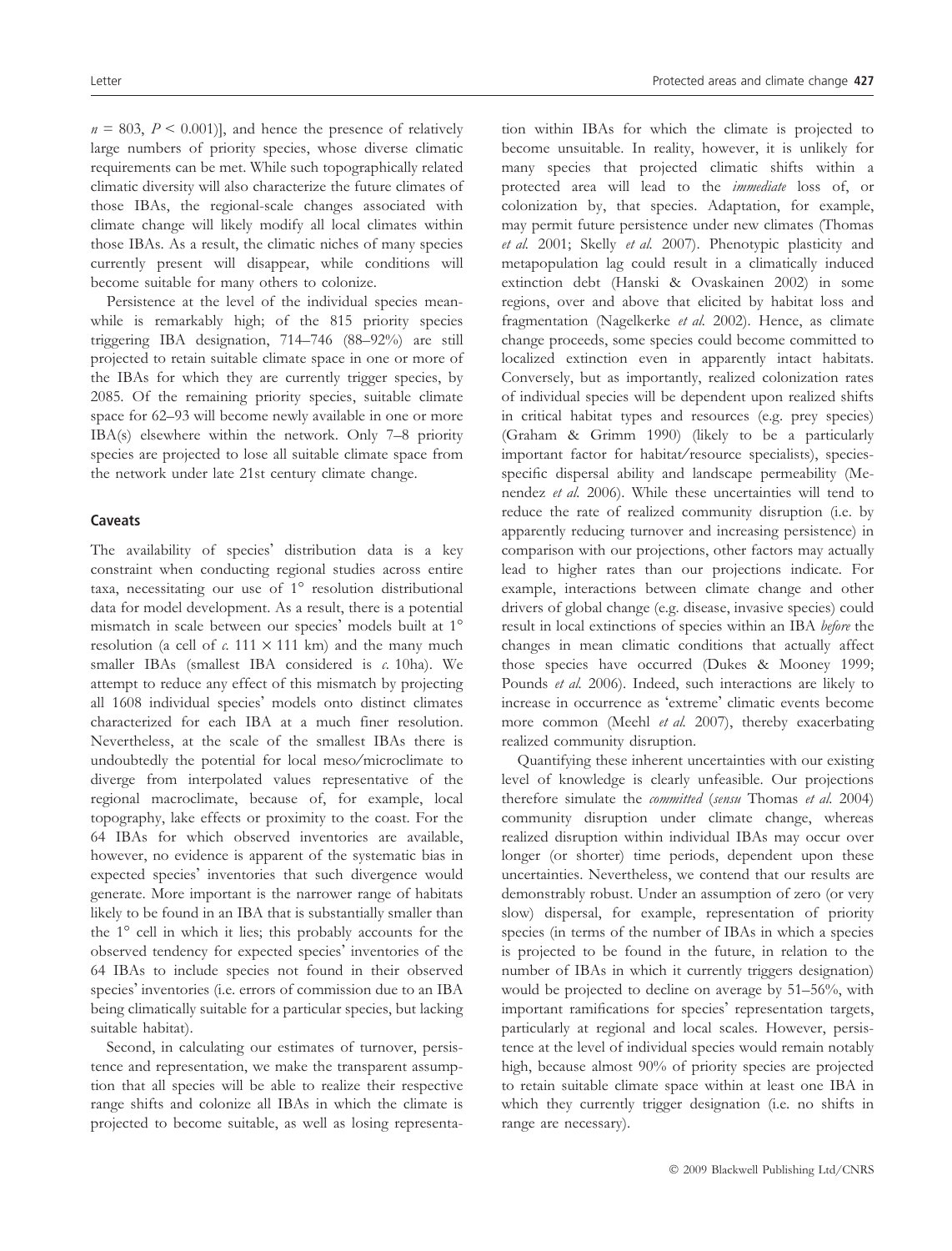$n = 803$, $P < 0.001$)], and hence the presence of relatively large numbers of priority species, whose diverse climatic requirements can be met. While such topographically related climatic diversity will also characterize the future climates of those IBAs, the regional-scale changes associated with climate change will likely modify all local climates within those IBAs. As a result, the climatic niches of many species currently present will disappear, while conditions will become suitable for many others to colonize.

Persistence at the level of the individual species meanwhile is remarkably high; of the 815 priority species triggering IBA designation, 714–746 (88–92%) are still projected to retain suitable climate space in one or more of the IBAs for which they are currently trigger species, by 2085. Of the remaining priority species, suitable climate space for 62–93 will become newly available in one or more IBA(s) elsewhere within the network. Only 7–8 priority species are projected to lose all suitable climate space from the network under late 21st century climate change.

### Caveats

The availability of species' distribution data is a key constraint when conducting regional studies across entire taxa, necessitating our use of 1° resolution distributional data for model development. As a result, there is a potential mismatch in scale between our species' models built at 1° resolution (a cell of *c.* 111 × 111 km) and the many much smaller IBAs (smallest IBA considered is *c.* 10ha). We attempt to reduce any effect of this mismatch by projecting all 1608 individual species' models onto distinct climates characterized for each IBA at a much finer resolution. Nevertheless, at the scale of the smallest IBAs there is undoubtedly the potential for local meso/microclimate to diverge from interpolated values representative of the regional macroclimate, because of, for example, local topography, lake effects or proximity to the coast. For the 64 IBAs for which observed inventories are available, however, no evidence is apparent of the systematic bias in expected species' inventories that such divergence would generate. More important is the narrower range of habitats likely to be found in an IBA that is substantially smaller than the 1° cell in which it lies; this probably accounts for the observed tendency for expected species' inventories of the 64 IBAs to include species not found in their observed species' inventories (i.e. errors of commission due to an IBA being climatically suitable for a particular species, but lacking suitable habitat).

Second, in calculating our estimates of turnover, persistence and representation, we make the transparent assumption that all species will be able to realize their respective range shifts and colonize all IBAs in which the climate is projected to become suitable, as well as losing representation within IBAs for which the climate is projected to become unsuitable. In reality, however, it is unlikely for many species that projected climatic shifts within a protected area will lead to the *immediate* loss of, or colonization by, that species. Adaptation, for example, may permit future persistence under new climates (Thomas *et al.* 2001; Skelly *et al.* 2007). Phenotypic plasticity and metapopulation lag could result in a climatically induced extinction debt (Hanski & Ovaskainen 2002) in some regions, over and above that elicited by habitat loss and fragmentation (Nagelkerke *et al.* 2002). Hence, as climate change proceeds, some species could become committed to localized extinction even in apparently intact habitats. Conversely, but as importantly, realized colonization rates of individual species will be dependent upon realized shifts in critical habitat types and resources (e.g. prey species) (Graham & Grimm 1990) (likely to be a particularly important factor for habitat/resource specialists), species-specific dispersal ability and landscape permeability (Menendez *et al.* 2006). While these uncertainties will tend to reduce the rate of realized community disruption (i.e. by apparently reducing turnover and increasing persistence) in comparison with our projections, other factors may actually lead to higher rates than our projections indicate. For example, interactions between climate change and other drivers of global change (e.g. disease, invasive species) could result in local extinctions of species within an IBA *before* the changes in mean climatic conditions that actually affect those species have occurred (Dukes & Mooney 1999; Pounds *et al.* 2006). Indeed, such interactions are likely to increase in occurrence as 'extreme' climatic events become more common (Meehl *et al.* 2007), thereby exacerbating realized community disruption.

Quantifying these inherent uncertainties with our existing level of knowledge is clearly unfeasible. Our projections therefore simulate the *committed* (*sensu* Thomas *et al.* 2004) community disruption under climate change, whereas realized disruption within individual IBAs may occur over longer (or shorter) time periods, dependent upon these uncertainties. Nevertheless, we contend that our results are demonstrably robust. Under an assumption of zero (or very slow) dispersal, for example, representation of priority species (in terms of the number of IBAs in which a species is projected to be found in the future, in relation to the number of IBAs in which it currently triggers designation) would be projected to decline on average by 51–56%, with important ramifications for species' representation targets, particularly at regional and local scales. However, persistence at the level of individual species would remain notably high, because almost 90% of priority species are projected to retain suitable climate space within at least one IBA in which they currently trigger designation (i.e. no shifts in range are necessary).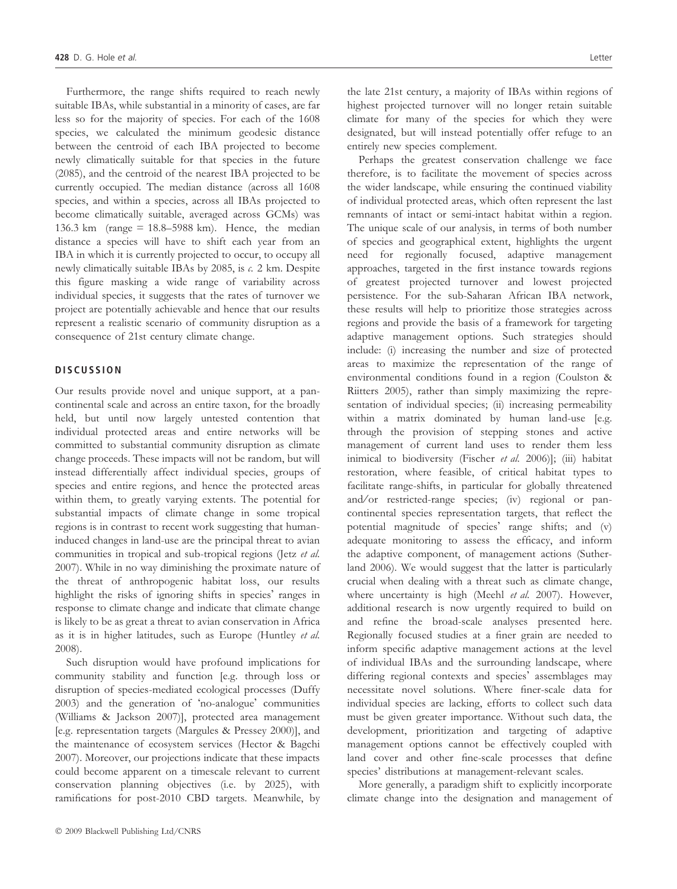Furthermore, the range shifts required to reach newly suitable IBAs, while substantial in a minority of cases, are far less so for the majority of species. For each of the 1608 species, we calculated the minimum geodesic distance between the centroid of each IBA projected to become newly climatically suitable for that species in the future (2085), and the centroid of the nearest IBA projected to be currently occupied. The median distance (across all 1608 species, and within a species, across all IBAs projected to become climatically suitable, averaged across GCMs) was 136.3 km (range = 18.8–5988 km). Hence, the median distance a species will have to shift each year from an IBA in which it is currently projected to occur, to occupy all newly climatically suitable IBAs by 2085, is *c.* 2 km. Despite this figure masking a wide range of variability across individual species, it suggests that the rates of turnover we project are potentially achievable and hence that our results represent a realistic scenario of community disruption as a consequence of 21st century climate change.

## DISCUSSION

Our results provide novel and unique support, at a pan-continental scale and across an entire taxon, for the broadly held, but until now largely untested contention that individual protected areas and entire networks will be committed to substantial community disruption as climate change proceeds. These impacts will not be random, but will instead differentially affect individual species, groups of species and entire regions, and hence the protected areas within them, to greatly varying extents. The potential for substantial impacts of climate change in some tropical regions is in contrast to recent work suggesting that human-induced changes in land-use are the principal threat to avian communities in tropical and sub-tropical regions (Jetz *et al.* 2007). While in no way diminishing the proximate nature of the threat of anthropogenic habitat loss, our results highlight the risks of ignoring shifts in species' ranges in response to climate change and indicate that climate change is likely to be as great a threat to avian conservation in Africa as it is in higher latitudes, such as Europe (Huntley *et al.* 2008).

Such disruption would have profound implications for community stability and function [e.g. through loss or disruption of species-mediated ecological processes (Duffy 2003) and the generation of 'no-analogue' communities (Williams & Jackson 2007)], protected area management [e.g. representation targets (Margules & Pressey 2000)], and the maintenance of ecosystem services (Hector & Bagchi 2007). Moreover, our projections indicate that these impacts could become apparent on a timescale relevant to current conservation planning objectives (i.e. by 2025), with ramifications for post-2010 CBD targets. Meanwhile, by the late 21st century, a majority of IBAs within regions of highest projected turnover will no longer retain suitable climate for many of the species for which they were designated, but will instead potentially offer refuge to an entirely new species complement.

Perhaps the greatest conservation challenge we face therefore, is to facilitate the movement of species across the wider landscape, while ensuring the continued viability of individual protected areas, which often represent the last remnants of intact or semi-intact habitat within a region. The unique scale of our analysis, in terms of both number of species and geographical extent, highlights the urgent need for regionally focused, adaptive management approaches, targeted in the first instance towards regions of greatest projected turnover and lowest projected persistence. For the sub-Saharan African IBA network, these results will help to prioritize those strategies across regions and provide the basis of a framework for targeting adaptive management options. Such strategies should include: (i) increasing the number and size of protected areas to maximize the representation of the range of environmental conditions found in a region (Coulston & Riitters 2005), rather than simply maximizing the representation of individual species; (ii) increasing permeability within a matrix dominated by human land-use [e.g. through the provision of stepping stones and active management of current land uses to render them less inimical to biodiversity (Fischer *et al.* 2006)]; (iii) habitat restoration, where feasible, of critical habitat types to facilitate range-shifts, in particular for globally threatened and/or restricted-range species; (iv) regional or pan-continental species representation targets, that reflect the potential magnitude of species' range shifts; and (v) adequate monitoring to assess the efficacy, and inform the adaptive component, of management actions (Sutherland 2006). We would suggest that the latter is particularly crucial when dealing with a threat such as climate change, where uncertainty is high (Meehl *et al.* 2007). However, additional research is now urgently required to build on and refine the broad-scale analyses presented here. Regionally focused studies at a finer grain are needed to inform specific adaptive management actions at the level of individual IBAs and the surrounding landscape, where differing regional contexts and species' assemblages may necessitate novel solutions. Where finer-scale data for individual species are lacking, efforts to collect such data must be given greater importance. Without such data, the development, prioritization and targeting of adaptive management options cannot be effectively coupled with land cover and other fine-scale processes that define species' distributions at management-relevant scales.

More generally, a paradigm shift to explicitly incorporate climate change into the designation and management of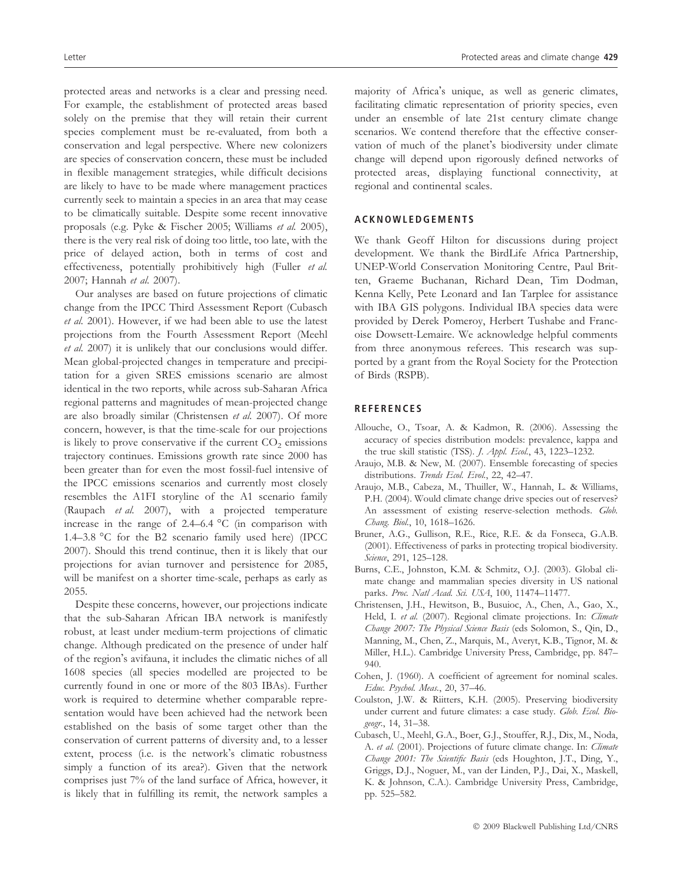protected areas and networks is a clear and pressing need. For example, the establishment of protected areas based solely on the premise that they will retain their current species complement must be re-evaluated, from both a conservation and legal perspective. Where new colonizers are species of conservation concern, these must be included in flexible management strategies, while difficult decisions are likely to have to be made where management practices currently seek to maintain a species in an area that may cease to be climatically suitable. Despite some recent innovative proposals (e.g. Pyke & Fischer 2005; Williams *et al.* 2005), there is the very real risk of doing too little, too late, with the price of delayed action, both in terms of cost and effectiveness, potentially prohibitively high (Fuller *et al.* 2007; Hannah *et al.* 2007).

Our analyses are based on future projections of climatic change from the IPCC Third Assessment Report (Cubasch *et al.* 2001). However, if we had been able to use the latest projections from the Fourth Assessment Report (Meehl *et al.* 2007) it is unlikely that our conclusions would differ. Mean global-projected changes in temperature and precipitation for a given SRES emissions scenario are almost identical in the two reports, while across sub-Saharan Africa regional patterns and magnitudes of mean-projected change are also broadly similar (Christensen *et al.* 2007). Of more concern, however, is that the time-scale for our projections is likely to prove conservative if the current $CO_2$ emissions trajectory continues. Emissions growth rate since 2000 has been greater than for even the most fossil-fuel intensive of the IPCC emissions scenarios and currently most closely resembles the A1FI storyline of the A1 scenario family (Raupach *et al.* 2007), with a projected temperature increase in the range of 2.4–6.4 °C (in comparison with 1.4–3.8 °C for the B2 scenario family used here) (IPCC 2007). Should this trend continue, then it is likely that our projections for avian turnover and persistence for 2085, will be manifest on a shorter time-scale, perhaps as early as 2055.

Despite these concerns, however, our projections indicate that the sub-Saharan African IBA network is manifestly robust, at least under medium-term projections of climatic change. Although predicated on the presence of under half of the region's avifauna, it includes the climatic niches of all 1608 species (all species modelled are projected to be currently found in one or more of the 803 IBAs). Further work is required to determine whether comparable representation would have been achieved had the network been established on the basis of some target other than the conservation of current patterns of diversity and, to a lesser extent, process (i.e. is the network's climatic robustness simply a function of its area?). Given that the network comprises just 7% of the land surface of Africa, however, it is likely that in fulfilling its remit, the network samples a majority of Africa's unique, as well as generic climates, facilitating climatic representation of priority species, even under an ensemble of late 21st century climate change scenarios. We contend therefore that the effective conservation of much of the planet's biodiversity under climate change will depend upon rigorously defined networks of protected areas, displaying functional connectivity, at regional and continental scales.

## ACKNOWLEDGEMENTS

We thank Geoff Hilton for discussions during project development. We thank the BirdLife Africa Partnership, UNEP-World Conservation Monitoring Centre, Paul Britten, Graeme Buchanan, Richard Dean, Tim Dodman, Kenna Kelly, Pete Leonard and Ian Tarplee for assistance with IBA GIS polygons. Individual IBA species data were provided by Derek Pomeroy, Herbert Tushabe and Francoise Dowsett-Lemaire. We acknowledge helpful comments from three anonymous referees. This research was supported by a grant from the Royal Society for the Protection of Birds (RSPB).

## REFERENCES

Allouche, O., Tsoar, A. & Kadmon, R. (2006). Assessing the accuracy of species distribution models: prevalence, kappa and the true skill statistic (TSS). *J. Appl. Ecol.*, 43, 1223–1232.

Araujo, M.B. & New, M. (2007). Ensemble forecasting of species distributions. *Trends Ecol. Evol.*, 22, 42–47.

Araujo, M.B., Cabeza, M., Thuiller, W., Hannah, L. & Williams, P.H. (2004). Would climate change drive species out of reserves? An assessment of existing reserve-selection methods. *Glob. Chang. Biol.*, 10, 1618–1626.

Bruner, A.G., Gullison, R.E., Rice, R.E. & da Fonseca, G.A.B. (2001). Effectiveness of parks in protecting tropical biodiversity. *Science*, 291, 125–128.

Burns, C.E., Johnston, K.M. & Schmitz, O.J. (2003). Global climate change and mammalian species diversity in US national parks. *Proc. Natl Acad. Sci. USA*, 100, 11474–11477.

Christensen, J.H., Hewitson, B., Busuioc, A., Chen, A., Gao, X., Held, I. *et al.* (2007). Regional climate projections. In: *Climate Change 2007: The Physical Science Basis* (eds Solomon, S., Qin, D., Manning, M., Chen, Z., Marquis, M., Averyt, K.B., Tignor, M. & Miller, H.L.). Cambridge University Press, Cambridge, pp. 847–940.

Cohen, J. (1960). A coefficient of agreement for nominal scales. *Educ. Psychol. Meas.*, 20, 37–46.

Coulston, J.W. & Riitters, K.H. (2005). Preserving biodiversity under current and future climates: a case study. *Glob. Ecol. Biogeogr.*, 14, 31–38.

Cubasch, U., Meehl, G.A., Boer, G.J., Stouffer, R.J., Dix, M., Noda, A. *et al.* (2001). Projections of future climate change. In: *Climate Change 2001: The Scientific Basis* (eds Houghton, J.T., Ding, Y., Griggs, D.J., Noguer, M., van der Linden, P.J., Dai, X., Maskell, K. & Johnson, C.A.). Cambridge University Press, Cambridge, pp. 525–582.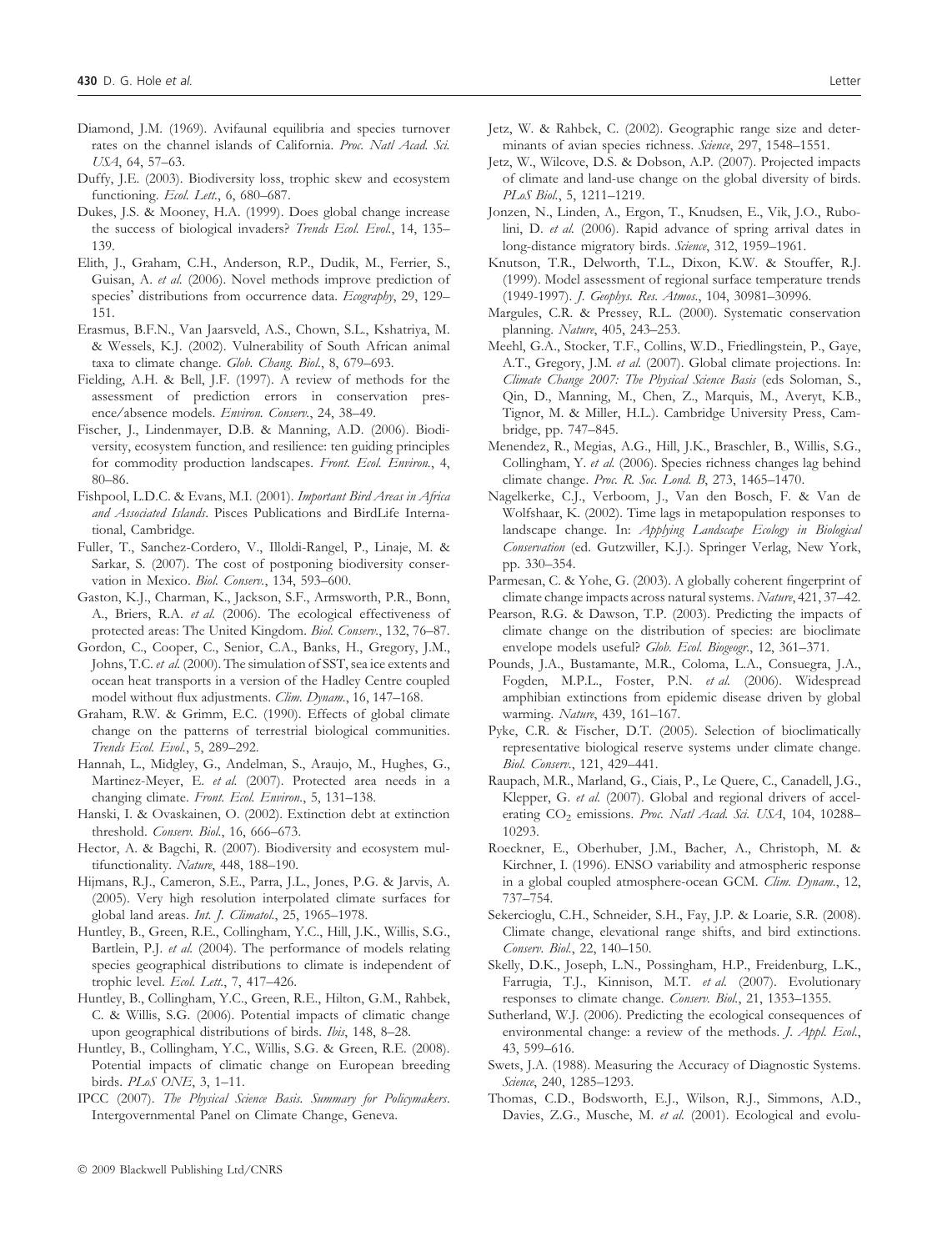Diamond, J.M. (1969). Avifaunal equilibria and species turnover rates on the channel islands of California. *Proc. Natl Acad. Sci. USA*, 64, 57–63.

Duffy, J.E. (2003). Biodiversity loss, trophic skew and ecosystem functioning. *Ecol. Lett.*, 6, 680–687.

Dukes, J.S. & Mooney, H.A. (1999). Does global change increase the success of biological invaders? *Trends Ecol. Evol.*, 14, 135–139.

Elith, J., Graham, C.H., Anderson, R.P., Dudik, M., Ferrier, S., Guisan, A. *et al.* (2006). Novel methods improve prediction of species' distributions from occurrence data. *Ecography*, 29, 129–151.

Erasmus, B.F.N., Van Jaarsveld, A.S., Chown, S.L., Kshatriya, M. & Wessels, K.J. (2002). Vulnerability of South African animal taxa to climate change. *Glob. Chang. Biol.*, 8, 679–693.

Fielding, A.H. & Bell, J.F. (1997). A review of methods for the assessment of prediction errors in conservation presence/absence models. *Environ. Conserv.*, 24, 38–49.

Fischer, J., Lindenmayer, D.B. & Manning, A.D. (2006). Biodiversity, ecosystem function, and resilience: ten guiding principles for commodity production landscapes. *Front. Ecol. Environ.*, 4, 80–86.

Fishpool, L.D.C. & Evans, M.I. (2001). *Important Bird Areas in Africa and Associated Islands*. Pisces Publications and BirdLife International, Cambridge.

Fuller, T., Sanchez-Cordero, V., Illoldi-Rangel, P., Linaje, M. & Sarkar, S. (2007). The cost of postponing biodiversity conservation in Mexico. *Biol. Conserv.*, 134, 593–600.

Gaston, K.J., Charman, K., Jackson, S.F., Armsworth, P.R., Bonn, A., Briers, R.A. *et al.* (2006). The ecological effectiveness of protected areas: The United Kingdom. *Biol. Conserv.*, 132, 76–87.

Gordon, C., Cooper, C., Senior, C.A., Banks, H., Gregory, J.M., Johns, T.C. *et al.* (2000). The simulation of SST, sea ice extents and ocean heat transports in a version of the Hadley Centre coupled model without flux adjustments. *Clim. Dynam.*, 16, 147–168.

Graham, R.W. & Grimm, E.C. (1990). Effects of global climate change on the patterns of terrestrial biological communities. *Trends Ecol. Evol.*, 5, 289–292.

Hannah, L., Midgley, G., Andelman, S., Araujo, M., Hughes, G., Martinez-Meyer, E. *et al.* (2007). Protected area needs in a changing climate. *Front. Ecol. Environ.*, 5, 131–138.

Hanski, I. & Ovaskainen, O. (2002). Extinction debt at extinction threshold. *Conserv. Biol.*, 16, 666–673.

Hector, A. & Bagchi, R. (2007). Biodiversity and ecosystem multifunctionality. *Nature*, 448, 188–190.

Hijmans, R.J., Cameron, S.E., Parra, J.L., Jones, P.G. & Jarvis, A. (2005). Very high resolution interpolated climate surfaces for global land areas. *Int. J. Climatol.*, 25, 1965–1978.

Huntley, B., Green, R.E., Collingham, Y.C., Hill, J.K., Willis, S.G., Bartlein, P.J. *et al.* (2004). The performance of models relating species geographical distributions to climate is independent of trophic level. *Ecol. Lett.*, 7, 417–426.

Huntley, B., Collingham, Y.C., Green, R.E., Hilton, G.M., Rahbek, C. & Willis, S.G. (2006). Potential impacts of climatic change upon geographical distributions of birds. *Ibis*, 148, 8–28.

Huntley, B., Collingham, Y.C., Willis, S.G. & Green, R.E. (2008). Potential impacts of climatic change on European breeding birds. *PLoS ONE*, 3, 1–11.

IPCC (2007). *The Physical Science Basis. Summary for Policymakers*. Intergovernmental Panel on Climate Change, Geneva.

Jetz, W. & Rahbek, C. (2002). Geographic range size and determinants of avian species richness. *Science*, 297, 1548–1551.

Jetz, W., Wilcove, D.S. & Dobson, A.P. (2007). Projected impacts of climate and land-use change on the global diversity of birds. *PLoS Biol.*, 5, 1211–1219.

Jonzen, N., Linden, A., Ergon, T., Knudsen, E., Vik, J.O., Rubolini, D. *et al.* (2006). Rapid advance of spring arrival dates in long-distance migratory birds. *Science*, 312, 1959–1961.

Knutson, T.R., Delworth, T.L., Dixon, K.W. & Stouffer, R.J. (1999). Model assessment of regional surface temperature trends (1949-1997). *J. Geophys. Res. Atmos.*, 104, 30981–30996.

Margules, C.R. & Pressey, R.L. (2000). Systematic conservation planning. *Nature*, 405, 243–253.

Meehl, G.A., Stocker, T.F., Collins, W.D., Friedlingstein, P., Gaye, A.T., Gregory, J.M. *et al.* (2007). Global climate projections. In: *Climate Change 2007: The Physical Science Basis* (eds Soloman, S., Qin, D., Manning, M., Chen, Z., Marquis, M., Averyt, K.B., Tignor, M. & Miller, H.L.). Cambridge University Press, Cambridge, pp. 747–845.

Menendez, R., Megias, A.G., Hill, J.K., Braschler, B., Willis, S.G., Collingham, Y. *et al.* (2006). Species richness changes lag behind climate change. *Proc. R. Soc. Lond. B*, 273, 1465–1470.

Nagelkerke, C.J., Verboom, J., Van den Bosch, F. & Van de Wolfshaar, K. (2002). Time lags in metapopulation responses to landscape change. In: *Applying Landscape Ecology in Biological Conservation* (ed. Gutzwiller, K.J.). Springer Verlag, New York, pp. 330–354.

Parmesan, C. & Yohe, G. (2003). A globally coherent fingerprint of climate change impacts across natural systems. *Nature*, 421, 37–42.

Pearson, R.G. & Dawson, T.P. (2003). Predicting the impacts of climate change on the distribution of species: are bioclimate envelope models useful? *Glob. Ecol. Biogeogr.*, 12, 361–371.

Pounds, J.A., Bustamante, M.R., Coloma, L.A., Consuegra, J.A., Fogden, M.P.L., Foster, P.N. *et al.* (2006). Widespread amphibian extinctions from epidemic disease driven by global warming. *Nature*, 439, 161–167.

Pyke, C.R. & Fischer, D.T. (2005). Selection of bioclimatically representative biological reserve systems under climate change. *Biol. Conserv.*, 121, 429–441.

Raupach, M.R., Marland, G., Ciais, P., Le Quere, C., Canadell, J.G., Klepper, G. *et al.* (2007). Global and regional drivers of accelerating $CO_2$ emissions. *Proc. Natl Acad. Sci. USA*, 104, 10288–10293.

Roeckner, E., Oberhuber, J.M., Bacher, A., Christoph, M. & Kirchner, I. (1996). ENSO variability and atmospheric response in a global coupled atmosphere-ocean GCM. *Clim. Dynam.*, 12, 737–754.

Sekercioglu, C.H., Schneider, S.H., Fay, J.P. & Loarie, S.R. (2008). Climate change, elevational range shifts, and bird extinctions. *Conserv. Biol.*, 22, 140–150.

Skelly, D.K., Joseph, L.N., Possingham, H.P., Freidenburg, L.K., Farrugia, T.J., Kinnison, M.T. *et al.* (2007). Evolutionary responses to climate change. *Conserv. Biol.*, 21, 1353–1355.

Sutherland, W.J. (2006). Predicting the ecological consequences of environmental change: a review of the methods. *J. Appl. Ecol.*, 43, 599–616.

Swets, J.A. (1988). Measuring the Accuracy of Diagnostic Systems. *Science*, 240, 1285–1293.

Thomas, C.D., Bodsworth, E.J., Wilson, R.J., Simmons, A.D., Davies, Z.G., Musche, M. *et al.* (2001). Ecological and evolu-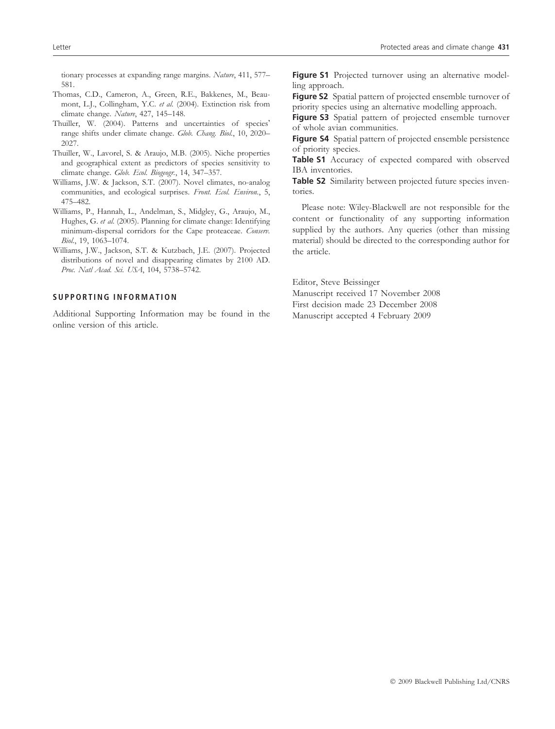tionary processes at expanding range margins. *Nature*, 411, 577–581.

Thomas, C.D., Cameron, A., Green, R.E., Bakkenes, M., Beaumont, L.J., Collingham, Y.C. *et al.* (2004). Extinction risk from climate change. *Nature*, 427, 145–148.

Thuiller, W. (2004). Patterns and uncertainties of species' range shifts under climate change. *Glob. Chang. Biol.*, 10, 2020–2027.

Thuiller, W., Lavorel, S. & Araujo, M.B. (2005). Niche properties and geographical extent as predictors of species sensitivity to climate change. *Glob. Ecol. Biogeogr.*, 14, 347–357.

Williams, J.W. & Jackson, S.T. (2007). Novel climates, no-analog communities, and ecological surprises. *Front. Ecol. Environ.*, 5, 475–482.

Williams, P., Hannah, L., Andelman, S., Midgley, G., Araujo, M., Hughes, G. *et al.* (2005). Planning for climate change: Identifying minimum-dispersal corridors for the Cape proteaceae. *Conserv. Biol.*, 19, 1063–1074.

Williams, J.W., Jackson, S.T. & Kutzbach, J.E. (2007). Projected distributions of novel and disappearing climates by 2100 AD. *Proc. Natl Acad. Sci. USA*, 104, 5738–5742.

## SUPPORTING INFORMATION

Additional Supporting Information may be found in the online version of this article.

**Figure S1** Projected turnover using an alternative modelling approach.

**Figure S2** Spatial pattern of projected ensemble turnover of priority species using an alternative modelling approach.

**Figure S3** Spatial pattern of projected ensemble turnover of whole avian communities.

**Figure S4** Spatial pattern of projected ensemble persistence of priority species.

**Table S1** Accuracy of expected compared with observed IBA inventories.

**Table S2** Similarity between projected future species inventories.

Please note: Wiley-Blackwell are not responsible for the content or functionality of any supporting information supplied by the authors. Any queries (other than missing material) should be directed to the corresponding author for the article.

Editor, Steve Beissinger
Manuscript received 17 November 2008
First decision made 23 December 2008
Manuscript accepted 4 February 2009